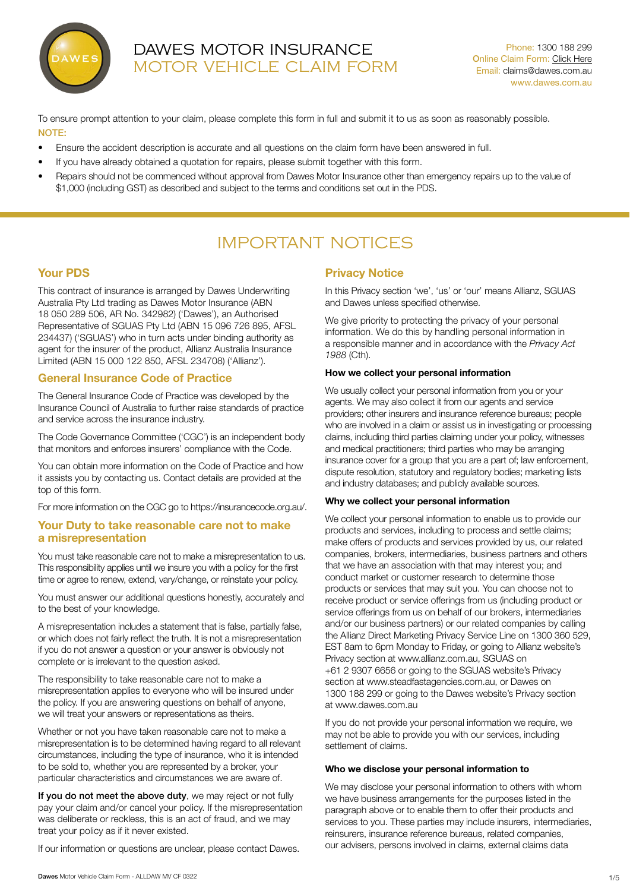# DAWES MOTOR INSURANCE
## MOTOR VEHICLE CLAIM FORM

Phone: 1300 188 299
Online Claim Form: Click Here
Email: claims@dawes.com.au
www.dawes.com.au

To ensure prompt attention to your claim, please complete this form in full and submit it to us as soon as reasonably possible.

**NOTE:**

- Ensure the accident description is accurate and all questions on the claim form have been answered in full.
- If you have already obtained a quotation for repairs, please submit together with this form.
- Repairs should not be commenced without approval from Dawes Motor Insurance other than emergency repairs up to the value of $1,000 (including GST) as described and subject to the terms and conditions set out in the PDS.

# IMPORTANT NOTICES

## Your PDS

This contract of insurance is arranged by Dawes Underwriting Australia Pty Ltd trading as Dawes Motor Insurance (ABN 18 050 289 506, AR No. 342982) ('Dawes'), an Authorised Representative of SGUAS Pty Ltd (ABN 15 096 726 895, AFSL 234437) ('SGUAS') who in turn acts under binding authority as agent for the insurer of the product, Allianz Australia Insurance Limited (ABN 15 000 122 850, AFSL 234708) ('Allianz').

## General Insurance Code of Practice

The General Insurance Code of Practice was developed by the Insurance Council of Australia to further raise standards of practice and service across the insurance industry.

The Code Governance Committee ('CGC') is an independent body that monitors and enforces insurers' compliance with the Code.

You can obtain more information on the Code of Practice and how it assists you by contacting us. Contact details are provided at the top of this form.

For more information on the CGC go to https://insurancecode.org.au/.

## Your Duty to take reasonable care not to make a misrepresentation

You must take reasonable care not to make a misrepresentation to us. This responsibility applies until we insure you with a policy for the first time or agree to renew, extend, vary/change, or reinstate your policy.

You must answer our additional questions honestly, accurately and to the best of your knowledge.

A misrepresentation includes a statement that is false, partially false, or which does not fairly reflect the truth. It is not a misrepresentation if you do not answer a question or your answer is obviously not complete or is irrelevant to the question asked.

The responsibility to take reasonable care not to make a misrepresentation applies to everyone who will be insured under the policy. If you are answering questions on behalf of anyone, we will treat your answers or representations as theirs.

Whether or not you have taken reasonable care not to make a misrepresentation is to be determined having regard to all relevant circumstances, including the type of insurance, who it is intended to be sold to, whether you are represented by a broker, your particular characteristics and circumstances we are aware of.

**If you do not meet the above duty**, we may reject or not fully pay your claim and/or cancel your policy. If the misrepresentation was deliberate or reckless, this is an act of fraud, and we may treat your policy as if it never existed.

If our information or questions are unclear, please contact Dawes.

## Privacy Notice

In this Privacy section 'we', 'us' or 'our' means Allianz, SGUAS and Dawes unless specified otherwise.

We give priority to protecting the privacy of your personal information. We do this by handling personal information in a responsible manner and in accordance with the *Privacy Act 1988* (Cth).

**How we collect your personal information**

We usually collect your personal information from you or your agents. We may also collect it from our agents and service providers; other insurers and insurance reference bureaus; people who are involved in a claim or assist us in investigating or processing claims, including third parties claiming under your policy, witnesses and medical practitioners; third parties who may be arranging insurance cover for a group that you are a part of; law enforcement, dispute resolution, statutory and regulatory bodies; marketing lists and industry databases; and publicly available sources.

**Why we collect your personal information**

We collect your personal information to enable us to provide our products and services, including to process and settle claims; make offers of products and services provided by us, our related companies, brokers, intermediaries, business partners and others that we have an association with that may interest you; and conduct market or customer research to determine those products or services that may suit you. You can choose not to receive product or service offerings from us (including product or service offerings from us on behalf of our brokers, intermediaries and/or our business partners) or our related companies by calling the Allianz Direct Marketing Privacy Service Line on 1300 360 529, EST 8am to 6pm Monday to Friday, or going to Allianz website's Privacy section at www.allianz.com.au, SGUAS on +61 2 9307 6656 or going to the SGUAS website's Privacy section at www.steadfastagencies.com.au, or Dawes on 1300 188 299 or going to the Dawes website's Privacy section at www.dawes.com.au

If you do not provide your personal information we require, we may not be able to provide you with our services, including settlement of claims.

**Who we disclose your personal information to**

We may disclose your personal information to others with whom we have business arrangements for the purposes listed in the paragraph above or to enable them to offer their products and services to you. These parties may include insurers, intermediaries, reinsurers, insurance reference bureaus, related companies, our advisers, persons involved in claims, external claims data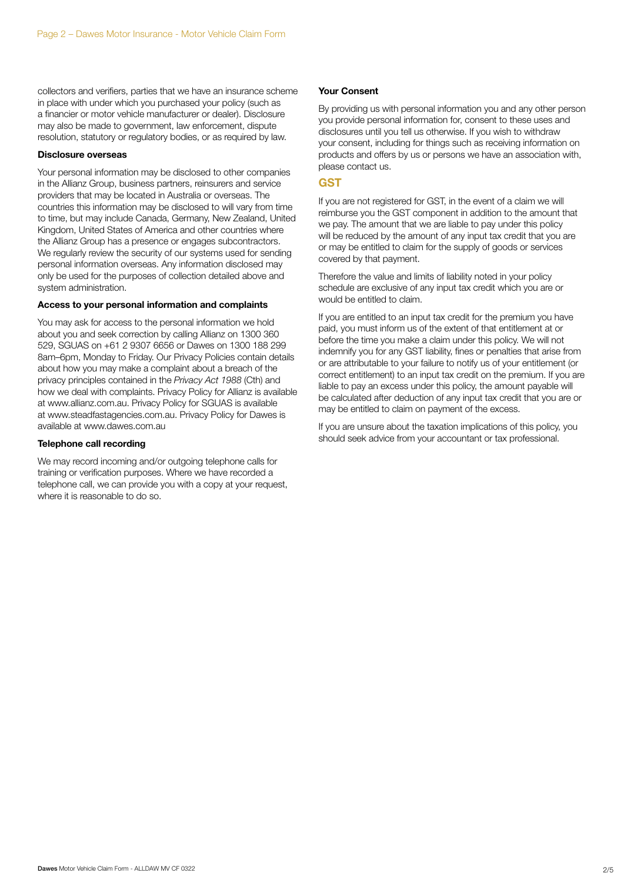collectors and verifiers, parties that we have an insurance scheme in place with under which you purchased your policy (such as a financier or motor vehicle manufacturer or dealer). Disclosure may also be made to government, law enforcement, dispute resolution, statutory or regulatory bodies, or as required by law.

**Disclosure overseas**

Your personal information may be disclosed to other companies in the Allianz Group, business partners, reinsurers and service providers that may be located in Australia or overseas. The countries this information may be disclosed to will vary from time to time, but may include Canada, Germany, New Zealand, United Kingdom, United States of America and other countries where the Allianz Group has a presence or engages subcontractors. We regularly review the security of our systems used for sending personal information overseas. Any information disclosed may only be used for the purposes of collection detailed above and system administration.

**Access to your personal information and complaints**

You may ask for access to the personal information we hold about you and seek correction by calling Allianz on 1300 360 529, SGUAS on +61 2 9307 6656 or Dawes on 1300 188 299 8am–6pm, Monday to Friday. Our Privacy Policies contain details about how you may make a complaint about a breach of the privacy principles contained in the *Privacy Act 1988* (Cth) and how we deal with complaints. Privacy Policy for Allianz is available at www.allianz.com.au. Privacy Policy for SGUAS is available at www.steadfastagencies.com.au. Privacy Policy for Dawes is available at www.dawes.com.au

**Telephone call recording**

We may record incoming and/or outgoing telephone calls for training or verification purposes. Where we have recorded a telephone call, we can provide you with a copy at your request, where it is reasonable to do so.

**Your Consent**

By providing us with personal information you and any other person you provide personal information for, consent to these uses and disclosures until you tell us otherwise. If you wish to withdraw your consent, including for things such as receiving information on products and offers by us or persons we have an association with, please contact us.

## GST

If you are not registered for GST, in the event of a claim we will reimburse you the GST component in addition to the amount that we pay. The amount that we are liable to pay under this policy will be reduced by the amount of any input tax credit that you are or may be entitled to claim for the supply of goods or services covered by that payment.

Therefore the value and limits of liability noted in your policy schedule are exclusive of any input tax credit which you are or would be entitled to claim.

If you are entitled to an input tax credit for the premium you have paid, you must inform us of the extent of that entitlement at or before the time you make a claim under this policy. We will not indemnify you for any GST liability, fines or penalties that arise from or are attributable to your failure to notify us of your entitlement (or correct entitlement) to an input tax credit on the premium. If you are liable to pay an excess under this policy, the amount payable will be calculated after deduction of any input tax credit that you are or may be entitled to claim on payment of the excess.

If you are unsure about the taxation implications of this policy, you should seek advice from your accountant or tax professional.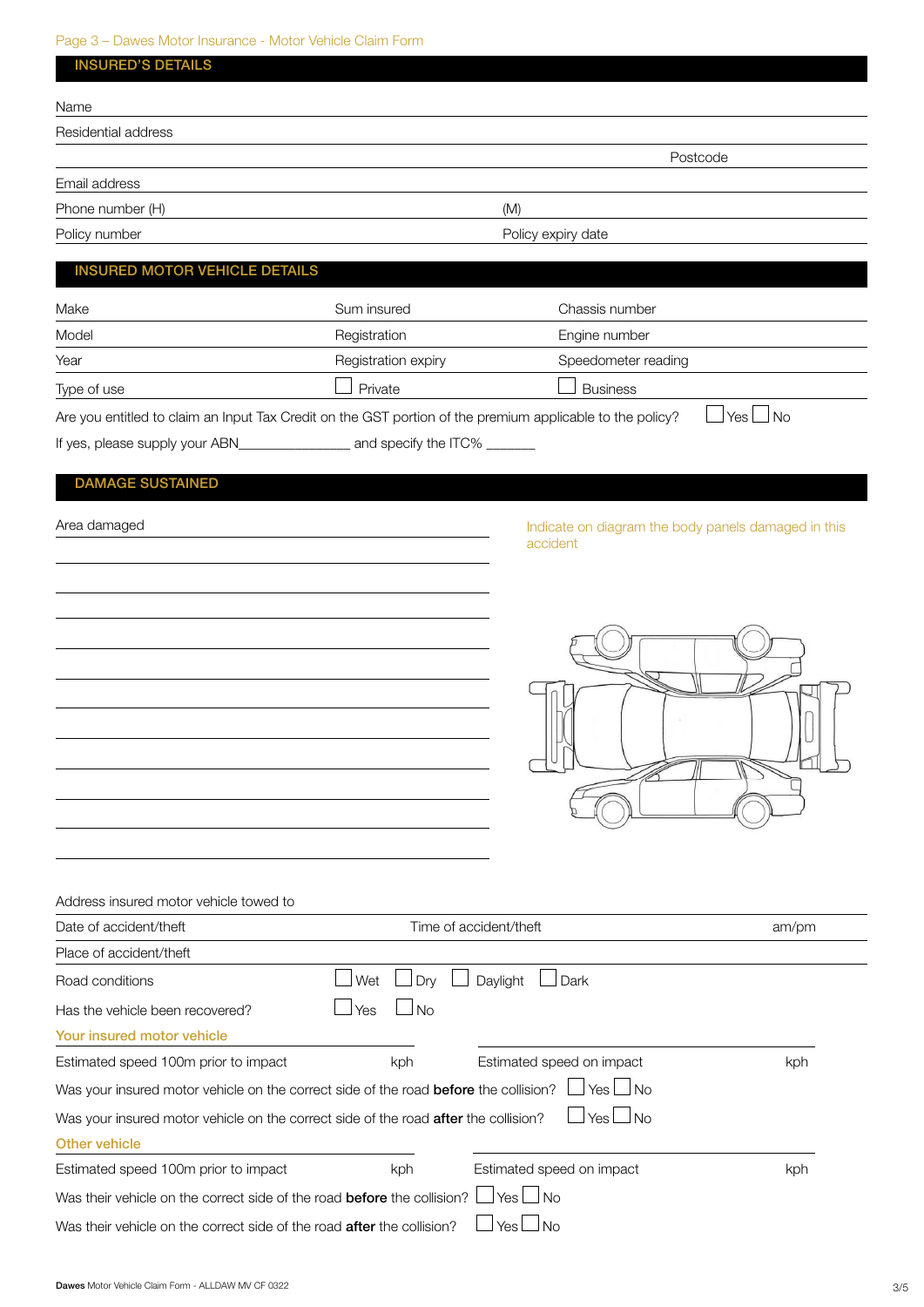## INSURED'S DETAILS

Name

Residential address

Postcode

Email address

Phone number (H) (M)

Policy number Policy expiry date

## INSURED MOTOR VEHICLE DETAILS

| | | |
|---|---|---|
| Make | Sum insured | Chassis number |
| Model | Registration | Engine number |
| Year | Registration expiry | Speedometer reading |
| Type of use | ☐ Private | ☐ Business |

Are you entitled to claim an Input Tax Credit on the GST portion of the premium applicable to the policy? ☐ Yes ☐ No

If yes, please supply your ABN_______________ and specify the ITC% _______

## DAMAGE SUSTAINED

Area damaged

Indicate on diagram the body panels damaged in this accident

Address insured motor vehicle towed to

Date of accident/theft Time of accident/theft am/pm

Place of accident/theft

Road conditions ☐ Wet ☐ Dry ☐ Daylight ☐ Dark

Has the vehicle been recovered? ☐ Yes ☐ No

### Your insured motor vehicle

Estimated speed 100m prior to impact kph Estimated speed on impact kph

Was your insured motor vehicle on the correct side of the road **before** the collision? ☐ Yes ☐ No

Was your insured motor vehicle on the correct side of the road **after** the collision? ☐ Yes ☐ No

### Other vehicle

Estimated speed 100m prior to impact kph Estimated speed on impact kph

Was their vehicle on the correct side of the road **before** the collision? ☐ Yes ☐ No

Was their vehicle on the correct side of the road **after** the collision? ☐ Yes ☐ No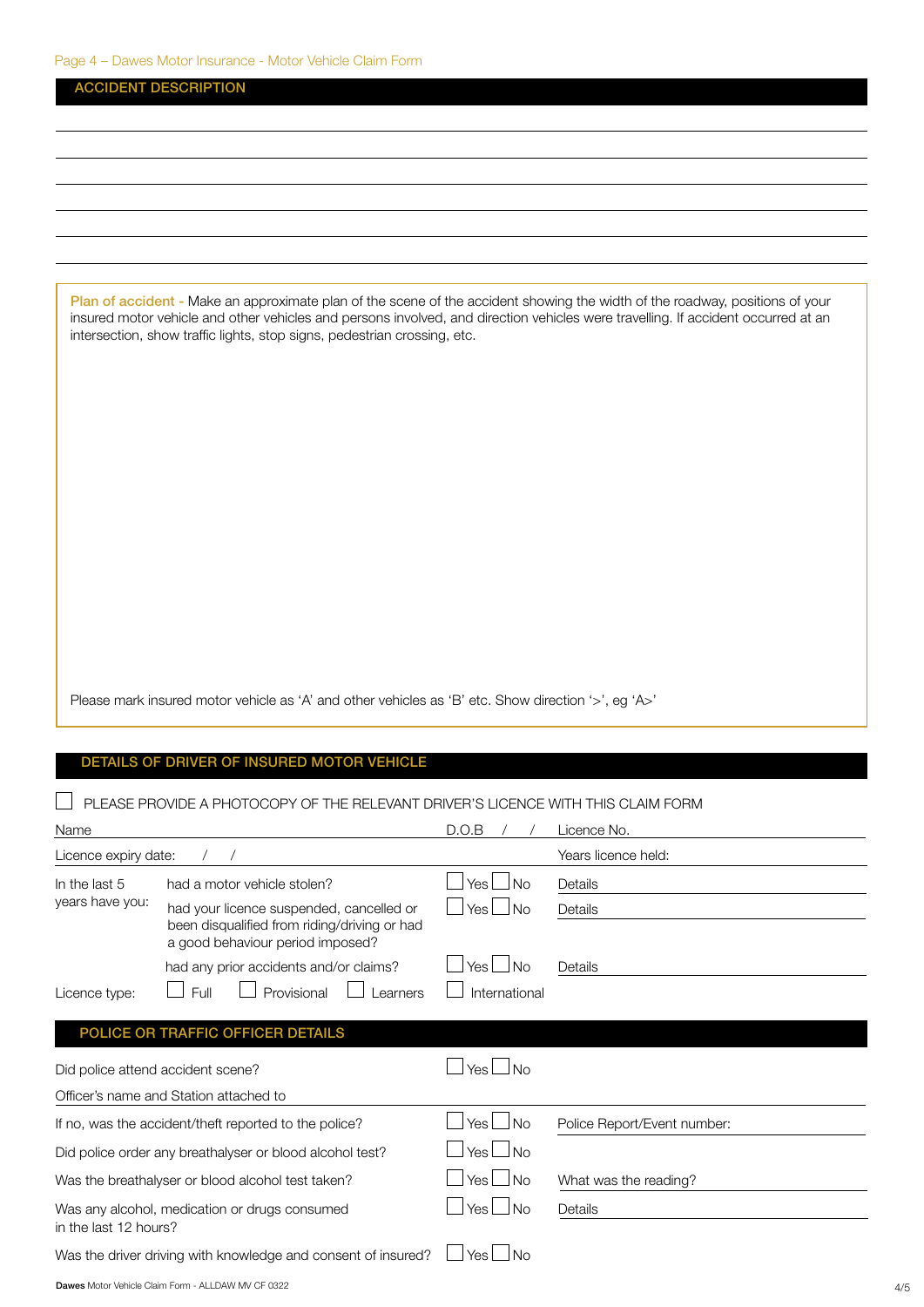## ACCIDENT DESCRIPTION

**Plan of accident** - Make an approximate plan of the scene of the accident showing the width of the roadway, positions of your insured motor vehicle and other vehicles and persons involved, and direction vehicles were travelling. If accident occurred at an intersection, show traffic lights, stop signs, pedestrian crossing, etc.

Please mark insured motor vehicle as 'A' and other vehicles as 'B' etc. Show direction '>', eg 'A>'

## DETAILS OF DRIVER OF INSURED MOTOR VEHICLE

☐ PLEASE PROVIDE A PHOTOCOPY OF THE RELEVANT DRIVER'S LICENCE WITH THIS CLAIM FORM

| | | | |
|---|---|---|---|
| Name | | D.O.B / / | Licence No. |
| Licence expiry date: / / | | | Years licence held: |
| In the last 5 years have you: | had a motor vehicle stolen? | ☐ Yes ☐ No | Details |
| | had your licence suspended, cancelled or been disqualified from riding/driving or had a good behaviour period imposed? | ☐ Yes ☐ No | Details |
| | had any prior accidents and/or claims? | ☐ Yes ☐ No | Details |
| Licence type: | ☐ Full ☐ Provisional ☐ Learners | ☐ International | |

## POLICE OR TRAFFIC OFFICER DETAILS

| | | |
|---|---|---|
| Did police attend accident scene? | ☐ Yes ☐ No | |
| Officer's name and Station attached to | | |
| If no, was the accident/theft reported to the police? | ☐ Yes ☐ No | Police Report/Event number: |
| Did police order any breathalyser or blood alcohol test? | ☐ Yes ☐ No | |
| Was the breathalyser or blood alcohol test taken? | ☐ Yes ☐ No | What was the reading? |
| Was any alcohol, medication or drugs consumed in the last 12 hours? | ☐ Yes ☐ No | Details |
| Was the driver driving with knowledge and consent of insured? | ☐ Yes ☐ No | |

**Dawes** Motor Vehicle Claim Form - ALLDAW MV CF 0322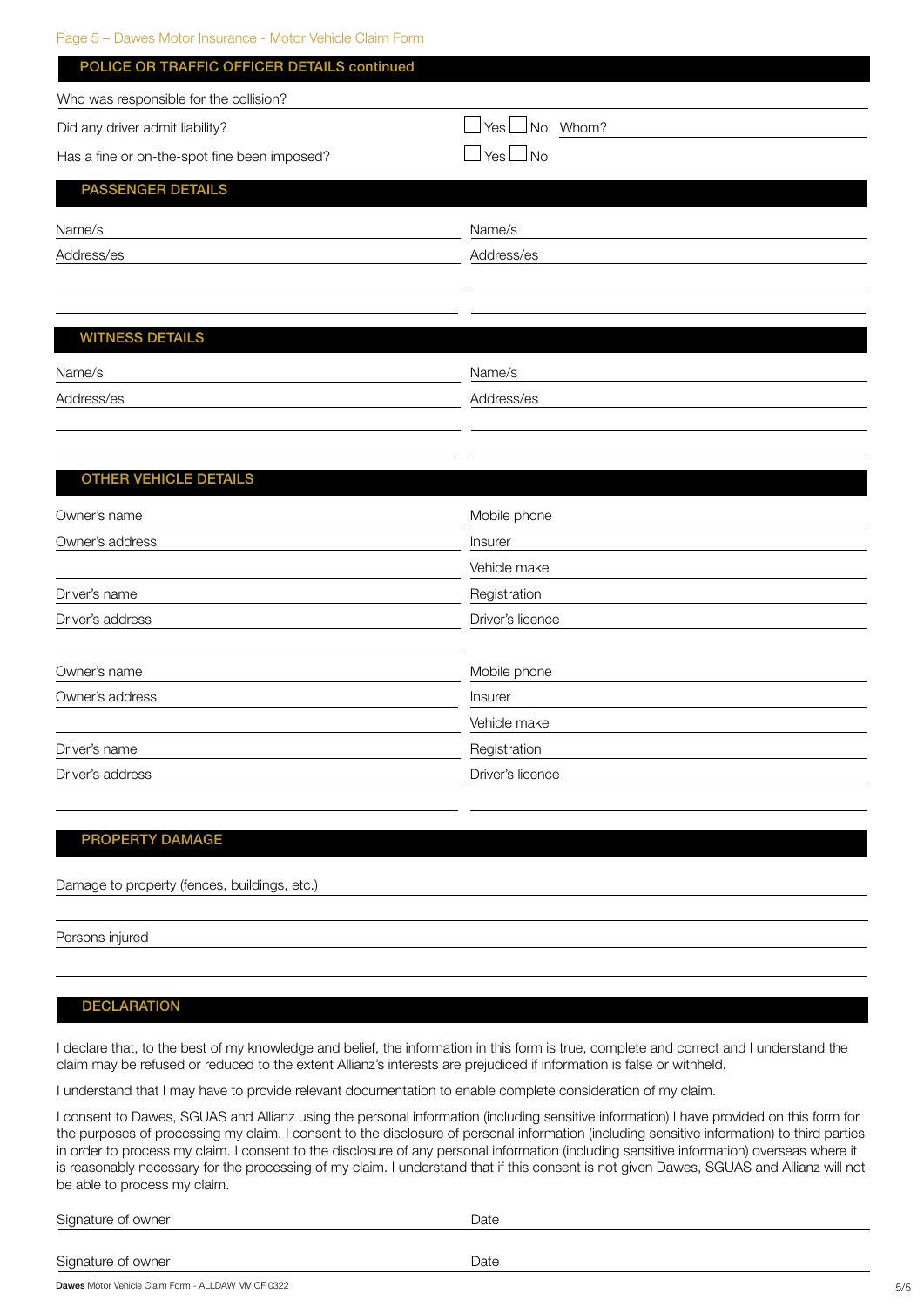## POLICE OR TRAFFIC OFFICER DETAILS continued

Who was responsible for the collision?

Did any driver admit liability? ☐ Yes ☐ No Whom?

Has a fine or on-the-spot fine been imposed? ☐ Yes ☐ No

## PASSENGER DETAILS

| | |
|---|---|
| Name/s | Name/s |
| Address/es | Address/es |

## WITNESS DETAILS

| | |
|---|---|
| Name/s | Name/s |
| Address/es | Address/es |

## OTHER VEHICLE DETAILS

| | |
|---|---|
| Owner's name | Mobile phone |
| Owner's address | Insurer |
| | Vehicle make |
| Driver's name | Registration |
| Driver's address | Driver's licence |

| | |
|---|---|
| Owner's name | Mobile phone |
| Owner's address | Insurer |
| | Vehicle make |
| Driver's name | Registration |
| Driver's address | Driver's licence |

## PROPERTY DAMAGE

Damage to property (fences, buildings, etc.)

Persons injured

## DECLARATION

I declare that, to the best of my knowledge and belief, the information in this form is true, complete and correct and I understand the claim may be refused or reduced to the extent Allianz's interests are prejudiced if information is false or withheld.

I understand that I may have to provide relevant documentation to enable complete consideration of my claim.

I consent to Dawes, SGUAS and Allianz using the personal information (including sensitive information) I have provided on this form for the purposes of processing my claim. I consent to the disclosure of personal information (including sensitive information) to third parties in order to process my claim. I consent to the disclosure of any personal information (including sensitive information) overseas where it is reasonably necessary for the processing of my claim. I understand that if this consent is not given Dawes, SGUAS and Allianz will not be able to process my claim.

| | |
|---|---|
| Signature of owner | Date |
| Signature of owner | Date |

**Dawes** Motor Vehicle Claim Form - ALLDAW MV CF 0322